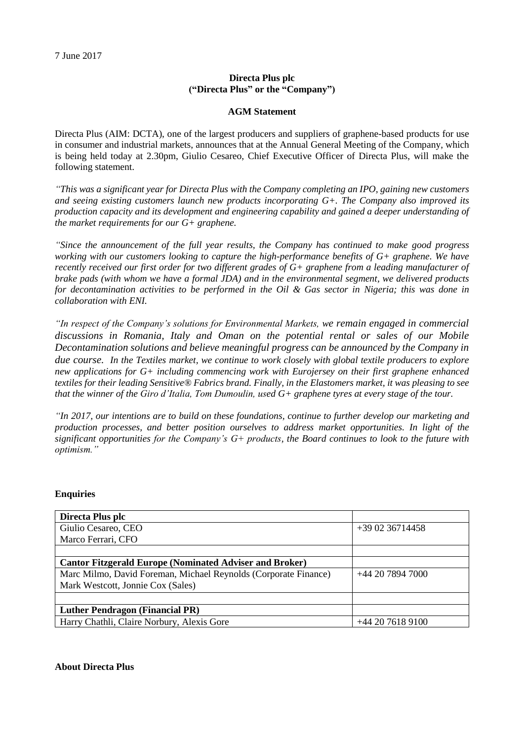7 June 2017

**Directa Plus plc**
**("Directa Plus" or the "Company")**

**AGM Statement**

Directa Plus (AIM: DCTA), one of the largest producers and suppliers of graphene-based products for use in consumer and industrial markets, announces that at the Annual General Meeting of the Company, which is being held today at 2.30pm, Giulio Cesareo, Chief Executive Officer of Directa Plus, will make the following statement.

*"This was a significant year for Directa Plus with the Company completing an IPO, gaining new customers and seeing existing customers launch new products incorporating G+. The Company also improved its production capacity and its development and engineering capability and gained a deeper understanding of the market requirements for our G+ graphene.*

*"Since the announcement of the full year results, the Company has continued to make good progress working with our customers looking to capture the high-performance benefits of G+ graphene. We have recently received our first order for two different grades of G+ graphene from a leading manufacturer of brake pads (with whom we have a formal JDA) and in the environmental segment, we delivered products for decontamination activities to be performed in the Oil & Gas sector in Nigeria; this was done in collaboration with ENI.*

*"In respect of the Company's solutions for Environmental Markets, we remain engaged in commercial discussions in Romania, Italy and Oman on the potential rental or sales of our Mobile Decontamination solutions and believe meaningful progress can be announced by the Company in due course. In the Textiles market, we continue to work closely with global textile producers to explore new applications for G+ including commencing work with Eurojersey on their first graphene enhanced textiles for their leading Sensitive® Fabrics brand. Finally, in the Elastomers market, it was pleasing to see that the winner of the Giro d'Italia, Tom Dumoulin, used G+ graphene tyres at every stage of the tour.*

*"In 2017, our intentions are to build on these foundations, continue to further develop our marketing and production processes, and better position ourselves to address market opportunities. In light of the significant opportunities for the Company's G+ products, the Board continues to look to the future with optimism."*

**Enquiries**

| | |
|---|---|
| **Directa Plus plc** | |
| Giulio Cesareo, CEO<br>Marco Ferrari, CFO | +39 02 36714458 |
| | |
| **Cantor Fitzgerald Europe (Nominated Adviser and Broker)** | |
| Marc Milmo, David Foreman, Michael Reynolds (Corporate Finance)<br>Mark Westcott, Jonnie Cox (Sales) | +44 20 7894 7000 |
| | |
| **Luther Pendragon (Financial PR)** | |
| Harry Chathli, Claire Norbury, Alexis Gore | +44 20 7618 9100 |

**About Directa Plus**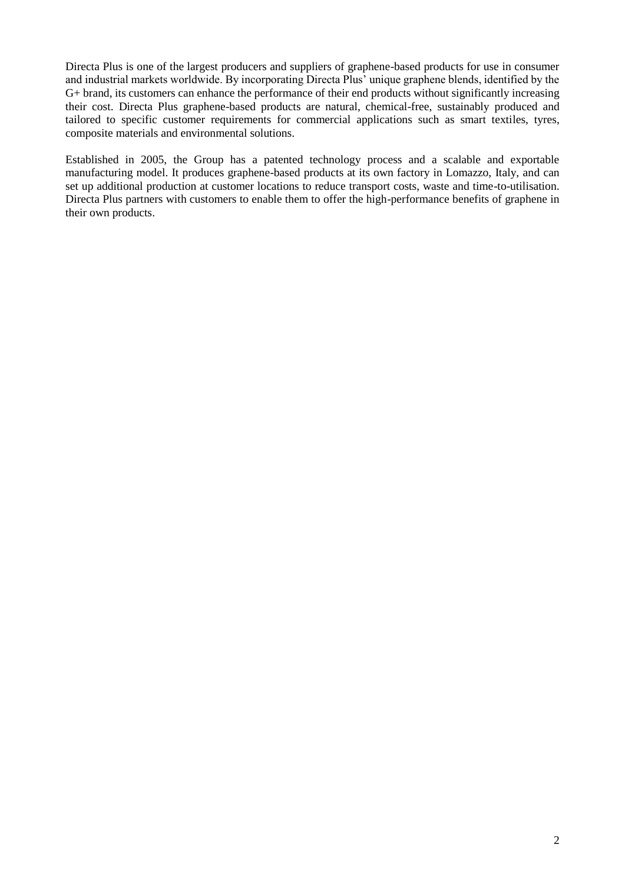Directa Plus is one of the largest producers and suppliers of graphene-based products for use in consumer and industrial markets worldwide. By incorporating Directa Plus' unique graphene blends, identified by the G+ brand, its customers can enhance the performance of their end products without significantly increasing their cost. Directa Plus graphene-based products are natural, chemical-free, sustainably produced and tailored to specific customer requirements for commercial applications such as smart textiles, tyres, composite materials and environmental solutions.

Established in 2005, the Group has a patented technology process and a scalable and exportable manufacturing model. It produces graphene-based products at its own factory in Lomazzo, Italy, and can set up additional production at customer locations to reduce transport costs, waste and time-to-utilisation. Directa Plus partners with customers to enable them to offer the high-performance benefits of graphene in their own products.